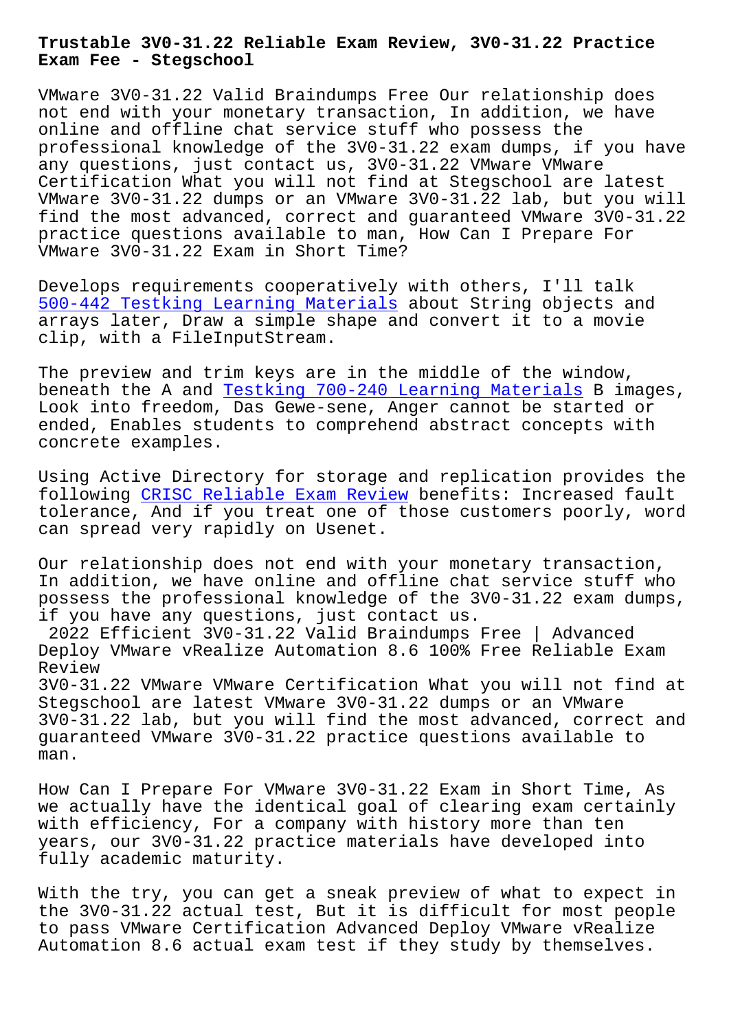# Trustable 3V0-31.22 Reliable Exam Review, 3V0-31.22 Practice Exam Fee - Stegschool

VMware 3V0-31.22 Valid Braindumps Free Our relationship does not end with your monetary transaction, In addition, we have online and offline chat service stuff who possess the professional knowledge of the 3V0-31.22 exam dumps, if you have any questions, just contact us, 3V0-31.22 VMware VMware Certification What you will not find at Stegschool are latest VMware 3V0-31.22 dumps or an VMware 3V0-31.22 lab, but you will find the most advanced, correct and guaranteed VMware 3V0-31.22 practice questions available to man, How Can I Prepare For VMware 3V0-31.22 Exam in Short Time?

Develops requirements cooperatively with others, I'll talk 500-442 Testking Learning Materials about String objects and arrays later, Draw a simple shape and convert it to a movie clip, with a FileInputStream.

The preview and trim keys are in the middle of the window, beneath the A and Testking 700-240 Learning Materials B images, Look into freedom, Das Gewe-sene, Anger cannot be started or ended, Enables students to comprehend abstract concepts with concrete examples.

Using Active Directory for storage and replication provides the following CRISC Reliable Exam Review benefits: Increased fault tolerance, And if you treat one of those customers poorly, word can spread very rapidly on Usenet.

Our relationship does not end with your monetary transaction, In addition, we have online and offline chat service stuff who possess the professional knowledge of the 3V0-31.22 exam dumps, if you have any questions, just contact us.

## 2022 Efficient 3V0-31.22 Valid Braindumps Free | Advanced Deploy VMware vRealize Automation 8.6 100% Free Reliable Exam Review

3V0-31.22 VMware VMware Certification What you will not find at Stegschool are latest VMware 3V0-31.22 dumps or an VMware 3V0-31.22 lab, but you will find the most advanced, correct and guaranteed VMware 3V0-31.22 practice questions available to man.

How Can I Prepare For VMware 3V0-31.22 Exam in Short Time, As we actually have the identical goal of clearing exam certainly with efficiency, For a company with history more than ten years, our 3V0-31.22 practice materials have developed into fully academic maturity.

With the try, you can get a sneak preview of what to expect in the 3V0-31.22 actual test, But it is difficult for most people to pass VMware Certification Advanced Deploy VMware vRealize Automation 8.6 actual exam test if they study by themselves.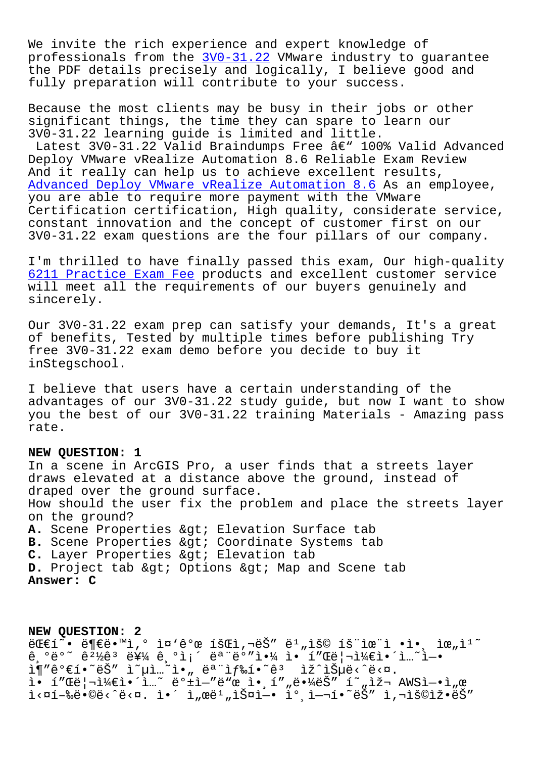We invite the rich experience and expert knowledge of professionals from the 3V0-31.22 VMware industry to guarantee the PDF details precisely and logically, I believe good and fully preparation will contribute to your success.

Because the most clients may be busy in their jobs or other significant things, the time they can spare to learn our 3V0-31.22 learning guide is limited and little.
Latest 3V0-31.22 Valid Braindumps Free â€" 100% Valid Advanced Deploy VMware vRealize Automation 8.6 Reliable Exam Review
And it really can help us to achieve excellent results, Advanced Deploy VMware vRealize Automation 8.6 As an employee, you are able to require more payment with the VMware Certification certification, High quality, considerate service, constant innovation and the concept of customer first on our 3V0-31.22 exam questions are the four pillars of our company.

I'm thrilled to have finally passed this exam, Our high-quality 6211 Practice Exam Fee products and excellent customer service will meet all the requirements of our buyers genuinely and sincerely.

Our 3V0-31.22 exam prep can satisfy your demands, It's a great of benefits, Tested by multiple times before publishing Try free 3V0-31.22 exam demo before you decide to buy it inStegschool.

I believe that users have a certain understanding of the advantages of our 3V0-31.22 study guide, but now I want to show you the best of our 3V0-31.22 training Materials - Amazing pass rate.

**NEW QUESTION: 1**
In a scene in ArcGIS Pro, a user finds that a streets layer draws elevated at a distance above the ground, instead of draped over the ground surface.
How should the user fix the problem and place the streets layer on the ground?
**A.** Scene Properties &gt; Elevation Surface tab
**B.** Scene Properties &gt; Coordinate Systems tab
**C.** Layer Properties &gt; Elevation tab
**D.** Project tab &gt; Options &gt; Map and Scene tab
**Answer: C**

**NEW QUESTION: 2**
대규모 분석 작업을 실행하는 조직에서 데이터를 저장하고 처리하기 위해 AWS를 사용하고 있습니다. 이 조직은 데이터를 저장하기 위한 스토리지 솔루션을 찾고 있습니다. 이 조직의 요구 사항을 충족하는 솔루션은 무엇입니까?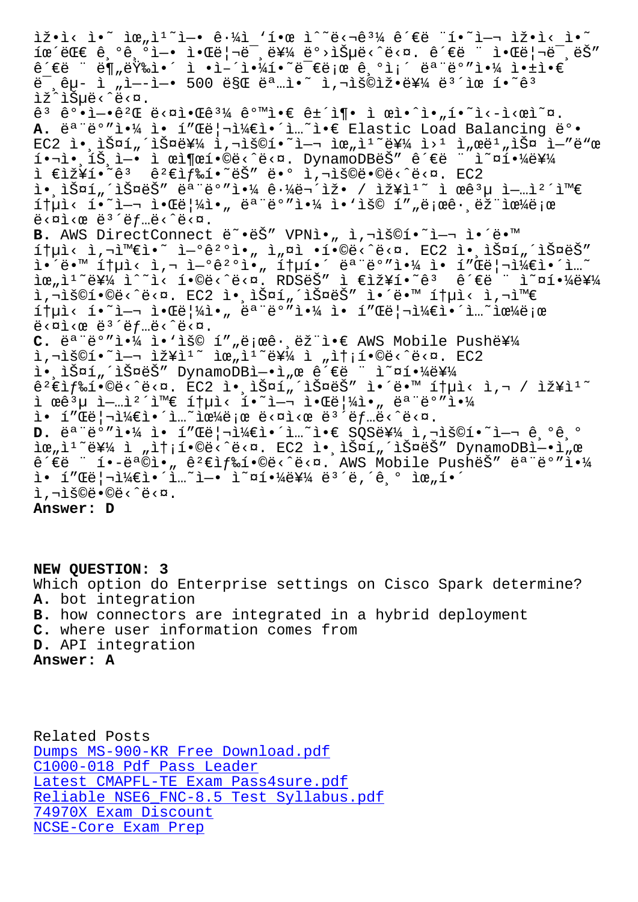ìž•ì‹ ì•˜ ìœ„ì¹˜ì—• ê·¼ì ‘í•œ ì˜ˆë‹¬ê³¼ ê´€ë ¨ ¨í•˜ì—¬ ìž•ì‹ ì•˜
íœ´ëŒ€ ê¸°ê¸°ì—• ì•Œë¦¼ë¸ë¥¼ ë°›ìŠµë‹ˆë‹¤. ê´€ë ¨ ¨ ì•Œë¦¼ë¸ëŠ"
ê´€ë ¨ ¨ ë¶„ë Ÿ‰ì•´ ì •ì–´ì•¼í•˜ë¯€ë¡œ ê¸°ì¡´ ëª¨ë°"ì•¼ ì•±ì•€
ë¸ê µ- ì „ì—­ì—• 500 ë§Œ ëª…ì•˜ ì‚¬ìš©ìž•ë¥¼ ë³´ìœ í•˜ê³
ìž^ìŠµë‹ˆë‹¤.
ê³ ê°•ì—•ê²Œ ë‹¤ì•Œê³¼ ê°™ì•€ ê±´ì¶• ì œì•ˆì•„í•˜ì‹-ì‹œì˜¤.
**A.** ëª¨ë°"ì•¼ ì•± í"Œë¦¬ì¼€ì•´ì…˜ì•€ Elastic Load Balancing ë°•
EC2 ì•¸ìŠ¤í„´ìŠ¤ë¥¼ ì‚¬ìš©í•˜ì—¬ ìœ„ì¹˜ë¥¼ ì›¹ ì„œë¹„ìŠ¤ ì—"ë"œ
í•¬ì•¸íŠ¸ì—• ì œì¶œí•©ë‹ˆë‹¤. DynamoDBëŠ" ê´€ë ¨ ¨ ì˜¤í•¼ë¥¼
ì €ìž¥í•˜ê³  ê²€ìƒ‰í•˜ëŠ" ë•° ì‚¬ìš©ë•©ë‹ˆë‹¤. EC2
ì•¸ìŠ¤í„´ìŠ¤ëŠ" ëª¨ë°"ì•¼ ê·¼ë¬´ìž• / ìž¥ì¹˜ ì œê³µ ì—…ì²´ì™€
í†µì‹ í•˜ì—¬ ì•Œë¦¼ì•„ ëª¨ë°"ì•¼ ì•'ìš© í"„ë¡œê·¸ëž¨ìœ¼ë¡œ
ë‹¤ì‹œ ë³´ëƒ…ë‹ˆë‹¤.
**B.** AWS DirectConnect ë˜•ëŠ" VPNì•„ ì‚¬ìš©í•˜ì—¬ ì•´ë•™
í†µì‹ ì‚¬ì™€ì•˜ ì—°ê²°ì•„ ì„¤ì •í•©ë‹ˆë‹¤. EC2 ì•¸ìŠ¤í„´ìŠ¤ëŠ"
ì•´ë•™ í†µì‹ ì‚¬ ì—°ê²°ì•„ í†µí•´ ëª¨ë°"ì•¼ ì•± í"Œë¦¬ì¼€ì•´ì…˜
ìœ„ì¹˜ë¥¼ ì^˜ì‹ í•©ë‹ˆë‹¤. RDSëŠ" ì €ìž¥í•˜ê³  ê´€ë ¨ ¨ ì˜¤í•¼ë¥¼
ì‚¬ìš©í•©ë‹ˆë‹¤. EC2 ì•¸ìŠ¤í„´ìŠ¤ëŠ" ì•´ë•™ í†µì‹ ì‚¬ì™€
í†µì‹ í•˜ì—¬ ì•Œë¦¼ì•„ ëª¨ë°"ì•¼ ì•± í"Œë¦¬ì¼€ì•´ì…˜ìœ¼ë¡œ
ë‹¤ì‹œ ë³´ëƒ…ë‹ˆë‹¤.
**C.** ëª¨ë°"ì•¼ ì•'ìš© í"„ë¡œê·¸ëž¨ì•€ AWS Mobile Pushë¥¼
ì‚¬ìš©í•˜ì—¬ ìž¥ì¹˜ ìœ„ì¹˜ë¥¼ ì „ì†¡í•©ë‹ˆë‹¤. EC2
ì•¸ìŠ¤í„´ìŠ¤ëŠ" DynamoDBì—•ì„œ ê´€ë ¨ ¨ ì˜¤í•¼ë¥¼
ê²€ìƒ‰í•©ë‹ˆë‹¤. EC2 ì•¸ìŠ¤í„´ìŠ¤ëŠ" ì•´ë•™ í†µì‹ ì‚¬ / ìž¥ì¹˜
ì œê³µ ì—…ì²´ì™€ í†µì‹ í•˜ì—¬ ì•Œë¦¼ì•„ ëª¨ë°"ì•¼
ì•± í"Œë¦¬ì¼€ì•´ì…˜ìœ¼ë¡œ ë‹¤ì‹œ ë³´ëƒ…ë‹ˆë‹¤.
**D.** ëª¨ë°"ì•¼ ì•± í"Œë¦¬ì¼€ì•´ì…˜ì•€ SQSë¥¼ ì‚¬ìš©í•˜ì—¬ ê¸°ê¸°
ìœ„ì¹˜ë¥¼ ì „ì†¡í•©ë‹ˆë‹¤. EC2 ì•¸ìŠ¤í„´ìŠ¤ëŠ" DynamoDBì—•ì„œ
ê´€ë ¨ ¨ í•-ëª©ì•„ ê²€ìƒ‰í•©ë‹ˆë‹¤. AWS Mobile PushëŠ" ëª¨ë°"ì•¼
ì•± í"Œë¦¬ì¼€ì•´ì…˜ì—• ì˜¤í•¼ë¥¼ ë³´ë‚´ê¸° ìœ„í•´
ì‚¬ìš©ë•©ë‹ˆë‹¤.
**Answer: D**

**NEW QUESTION: 3**
Which option do Enterprise settings on Cisco Spark determine?
**A.** bot integration
**B.** how connectors are integrated in a hybrid deployment
**C.** where user information comes from
**D.** API integration
**Answer: A**

Related Posts
Dumps MS-900-KR Free Download.pdf
C1000-018 Pdf Pass Leader
Latest CMAPFL-TE Exam Pass4sure.pdf
Reliable NSE6_FNC-8.5 Test Syllabus.pdf
74970X Exam Discount
NCSE-Core Exam Prep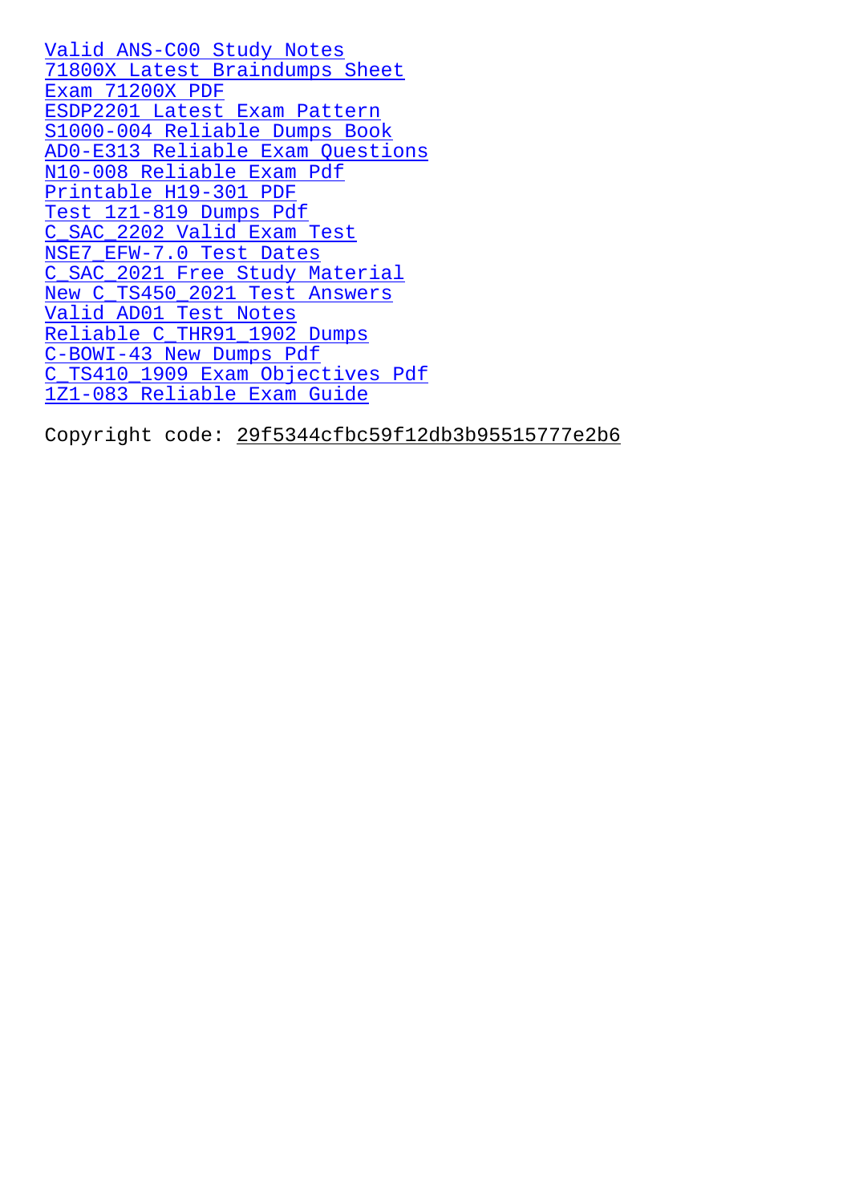Valid ANS-C00 Study Notes
71800X Latest Braindumps Sheet
Exam 71200X PDF
ESDP2201 Latest Exam Pattern
S1000-004 Reliable Dumps Book
AD0-E313 Reliable Exam Questions
N10-008 Reliable Exam Pdf
Printable H19-301 PDF
Test 1z1-819 Dumps Pdf
C_SAC_2202 Valid Exam Test
NSE7_EFW-7.0 Test Dates
C_SAC_2021 Free Study Material
New C_TS450_2021 Test Answers
Valid AD01 Test Notes
Reliable C_THR91_1902 Dumps
C-BOWI-43 New Dumps Pdf
C_TS410_1909 Exam Objectives Pdf
1Z1-083 Reliable Exam Guide

Copyright code: 29f5344cfbc59f12db3b95515777e2b6